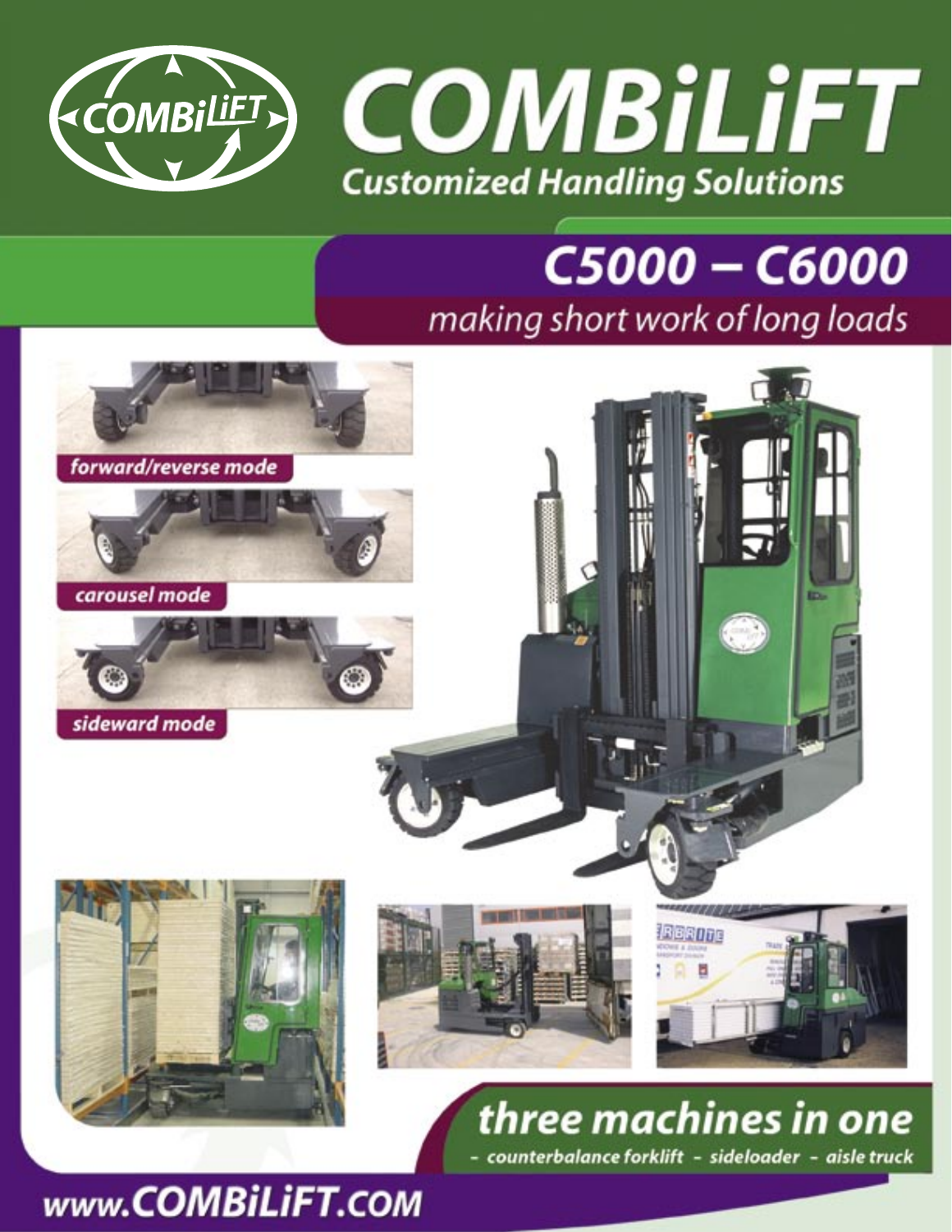# COMBiLiFT

## Customized Handling Solutions

## C5000 – C6000

*making short work of long loads*

*forward/reverse mode*

*carousel mode*

*sideward mode*

## three machines in one

*- counterbalance forklift - sideloader - aisle truck*

**www.COMBiLiFT.COM**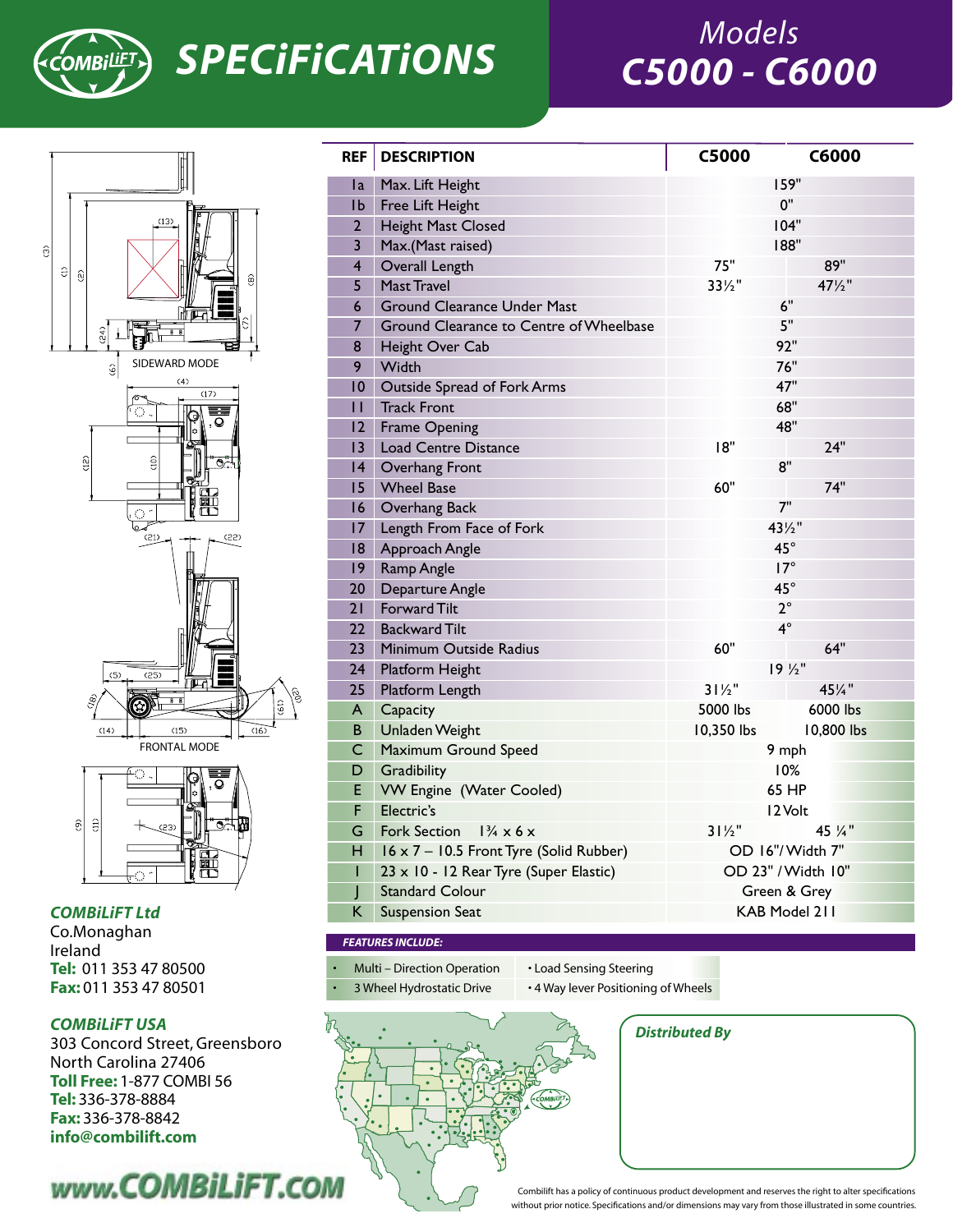# SPECiFiCATiONS

## Models C5000 - C6000

| REF | DESCRIPTION | C5000 | C6000 |
|---|---|---|---|
| 1a | Max. Lift Height | 159" | |
| 1b | Free Lift Height | 0" | |
| 2 | Height Mast Closed | 104" | |
| 3 | Max.(Mast raised) | 188" | |
| 4 | Overall Length | 75" | 89" |
| 5 | Mast Travel | 33½" | 47½" |
| 6 | Ground Clearance Under Mast | 6" | |
| 7 | Ground Clearance to Centre of Wheelbase | 5" | |
| 8 | Height Over Cab | 92" | |
| 9 | Width | 76" | |
| 10 | Outside Spread of Fork Arms | 47" | |
| 11 | Track Front | 68" | |
| 12 | Frame Opening | 48" | |
| 13 | Load Centre Distance | 18" | 24" |
| 14 | Overhang Front | 8" | |
| 15 | Wheel Base | 60" | 74" |
| 16 | Overhang Back | 7" | |
| 17 | Length From Face of Fork | 43½" | |
| 18 | Approach Angle | 45° | |
| 19 | Ramp Angle | 17° | |
| 20 | Departure Angle | 45° | |
| 21 | Forward Tilt | 2° | |
| 22 | Backward Tilt | 4° | |
| 23 | Minimum Outside Radius | 60" | 64" |
| 24 | Platform Height | 19 ½" | |
| 25 | Platform Length | 31½" | 45¼" |
| A | Capacity | 5000 lbs | 6000 lbs |
| B | Unladen Weight | 10,350 lbs | 10,800 lbs |
| C | Maximum Ground Speed | 9 mph | |
| D | Gradibility | 10% | |
| E | VW Engine (Water Cooled) | 65 HP | |
| F | Electric's | 12 Volt | |
| G | Fork Section 1¾ x 6 x | 31½" | 45 ¼" |
| H | 16 x 7 – 10.5 Front Tyre (Solid Rubber) | OD 16"/ Width 7" | |
| I | 23 x 10 - 12 Rear Tyre (Super Elastic) | OD 23" / Width 10" | |
| J | Standard Colour | Green & Grey | |
| K | Suspension Seat | KAB Model 211 | |

SIDEWARD MODE

FRONTAL MODE

**FEATURES INCLUDE:**

- Multi – Direction Operation
- 3 Wheel Hydrostatic Drive
- Load Sensing Steering
- 4 Way lever Positioning of Wheels

***Distributed By***

**COMBiLiFT Ltd**
Co.Monaghan
Ireland
**Tel:** 011 353 47 80500
**Fax:** 011 353 47 80501

**COMBiLiFT USA**
303 Concord Street, Greensboro
North Carolina 27406
**Toll Free:** 1-877 COMBI 56
**Tel:** 336-378-8884
**Fax:** 336-378-8842
**info@combilift.com**

**www.COMBiLiFT.COM**

Combilift has a policy of continuous product development and reserves the right to alter specifications without prior notice. Specifications and/or dimensions may vary from those illustrated in some countries.